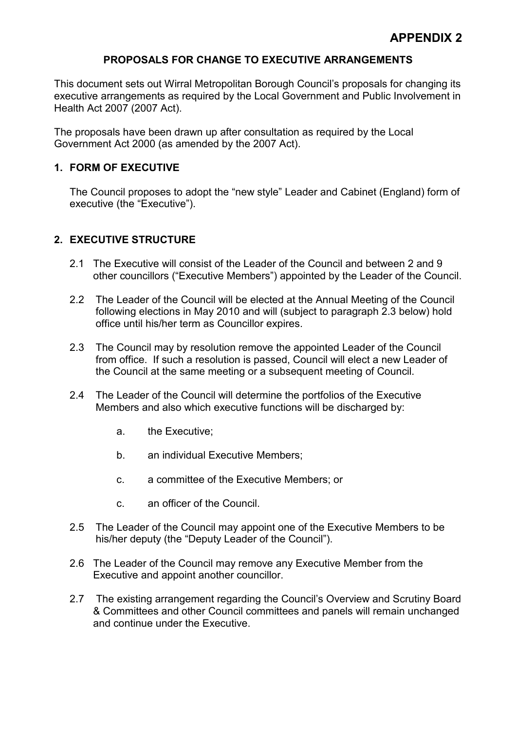**APPENDIX 2**

**PROPOSALS FOR CHANGE TO EXECUTIVE ARRANGEMENTS**

This document sets out Wirral Metropolitan Borough Council's proposals for changing its executive arrangements as required by the Local Government and Public Involvement in Health Act 2007 (2007 Act).

The proposals have been drawn up after consultation as required by the Local Government Act 2000 (as amended by the 2007 Act).

## 1. FORM OF EXECUTIVE

The Council proposes to adopt the "new style" Leader and Cabinet (England) form of executive (the "Executive").

## 2. EXECUTIVE STRUCTURE

2.1 The Executive will consist of the Leader of the Council and between 2 and 9 other councillors ("Executive Members") appointed by the Leader of the Council.

2.2 The Leader of the Council will be elected at the Annual Meeting of the Council following elections in May 2010 and will (subject to paragraph 2.3 below) hold office until his/her term as Councillor expires.

2.3 The Council may by resolution remove the appointed Leader of the Council from office. If such a resolution is passed, Council will elect a new Leader of the Council at the same meeting or a subsequent meeting of Council.

2.4 The Leader of the Council will determine the portfolios of the Executive Members and also which executive functions will be discharged by:

a. the Executive;

b. an individual Executive Members;

c. a committee of the Executive Members; or

c. an officer of the Council.

2.5 The Leader of the Council may appoint one of the Executive Members to be his/her deputy (the "Deputy Leader of the Council").

2.6 The Leader of the Council may remove any Executive Member from the Executive and appoint another councillor.

2.7 The existing arrangement regarding the Council's Overview and Scrutiny Board & Committees and other Council committees and panels will remain unchanged and continue under the Executive.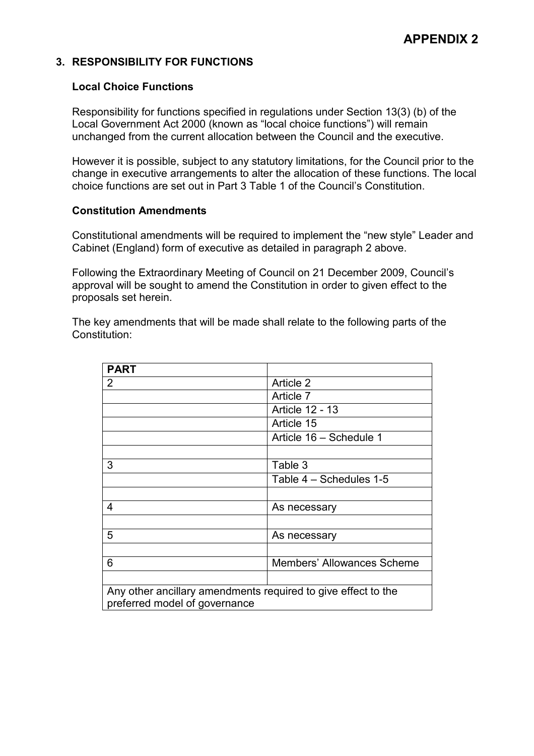# APPENDIX 2

## 3. RESPONSIBILITY FOR FUNCTIONS

### Local Choice Functions

Responsibility for functions specified in regulations under Section 13(3) (b) of the Local Government Act 2000 (known as "local choice functions") will remain unchanged from the current allocation between the Council and the executive.

However it is possible, subject to any statutory limitations, for the Council prior to the change in executive arrangements to alter the allocation of these functions. The local choice functions are set out in Part 3 Table 1 of the Council's Constitution.

### Constitution Amendments

Constitutional amendments will be required to implement the "new style" Leader and Cabinet (England) form of executive as detailed in paragraph 2 above.

Following the Extraordinary Meeting of Council on 21 December 2009, Council's approval will be sought to amend the Constitution in order to given effect to the proposals set herein.

The key amendments that will be made shall relate to the following parts of the Constitution:

| PART | |
|---|---|
| 2 | Article 2 |
| | Article 7 |
| | Article 12 - 13 |
| | Article 15 |
| | Article 16 – Schedule 1 |
| | |
| 3 | Table 3 |
| | Table 4 – Schedules 1-5 |
| | |
| 4 | As necessary |
| | |
| 5 | As necessary |
| | |
| 6 | Members' Allowances Scheme |
| | |
| Any other ancillary amendments required to give effect to the preferred model of governance | |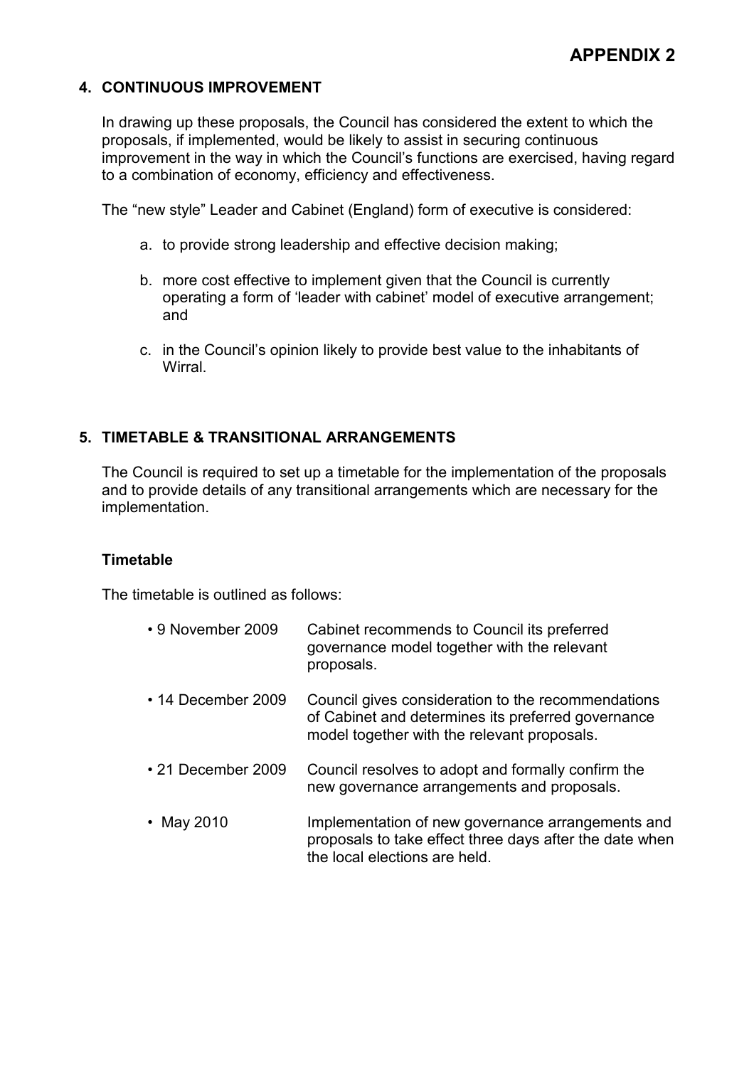**APPENDIX 2**

## 4. CONTINUOUS IMPROVEMENT

In drawing up these proposals, the Council has considered the extent to which the proposals, if implemented, would be likely to assist in securing continuous improvement in the way in which the Council's functions are exercised, having regard to a combination of economy, efficiency and effectiveness.

The "new style" Leader and Cabinet (England) form of executive is considered:

a. to provide strong leadership and effective decision making;

b. more cost effective to implement given that the Council is currently operating a form of 'leader with cabinet' model of executive arrangement; and

c. in the Council's opinion likely to provide best value to the inhabitants of Wirral.

## 5. TIMETABLE & TRANSITIONAL ARRANGEMENTS

The Council is required to set up a timetable for the implementation of the proposals and to provide details of any transitional arrangements which are necessary for the implementation.

### Timetable

The timetable is outlined as follows:

- 9 November 2009 — Cabinet recommends to Council its preferred governance model together with the relevant proposals.
- 14 December 2009 — Council gives consideration to the recommendations of Cabinet and determines its preferred governance model together with the relevant proposals.
- 21 December 2009 — Council resolves to adopt and formally confirm the new governance arrangements and proposals.
- May 2010 — Implementation of new governance arrangements and proposals to take effect three days after the date when the local elections are held.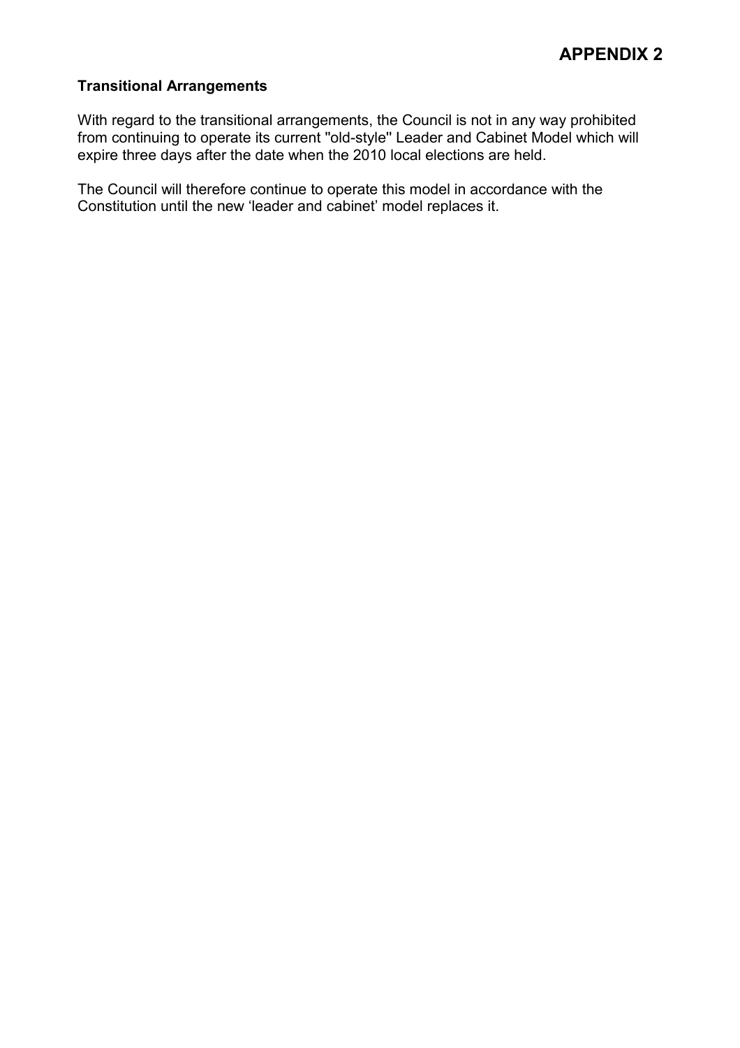# APPENDIX 2

**Transitional Arrangements**

With regard to the transitional arrangements, the Council is not in any way prohibited from continuing to operate its current ''old-style'' Leader and Cabinet Model which will expire three days after the date when the 2010 local elections are held.

The Council will therefore continue to operate this model in accordance with the Constitution until the new 'leader and cabinet' model replaces it.